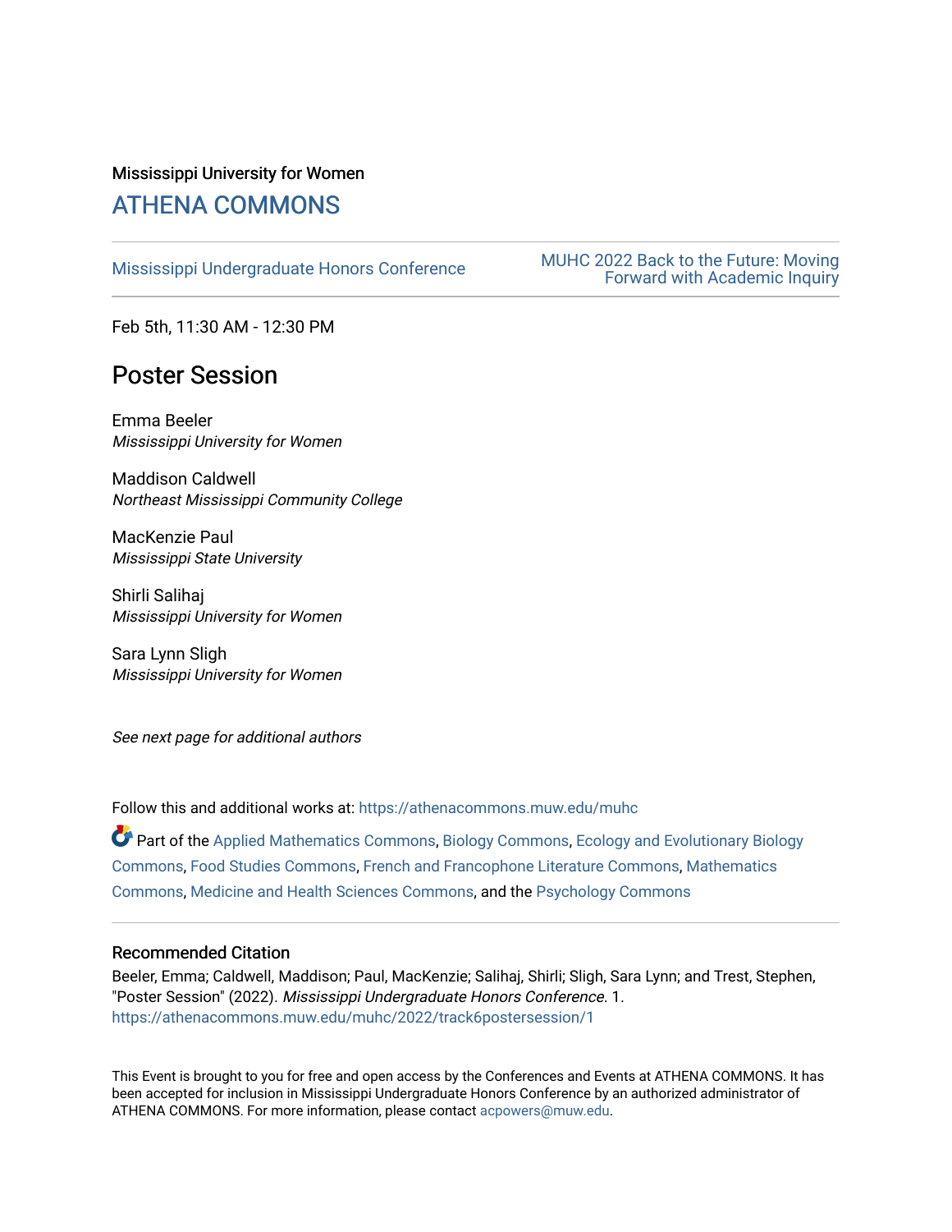Mississippi University for Women

# ATHENA COMMONS

Mississippi Undergraduate Honors Conference

MUHC 2022 Back to the Future: Moving Forward with Academic Inquiry

Feb 5th, 11:30 AM - 12:30 PM

## Poster Session

Emma Beeler
*Mississippi University for Women*

Maddison Caldwell
*Northeast Mississippi Community College*

MacKenzie Paul
*Mississippi State University*

Shirli Salihaj
*Mississippi University for Women*

Sara Lynn Sligh
*Mississippi University for Women*

*See next page for additional authors*

Follow this and additional works at: https://athenacommons.muw.edu/muhc

Part of the Applied Mathematics Commons, Biology Commons, Ecology and Evolutionary Biology Commons, Food Studies Commons, French and Francophone Literature Commons, Mathematics Commons, Medicine and Health Sciences Commons, and the Psychology Commons

### Recommended Citation

Beeler, Emma; Caldwell, Maddison; Paul, MacKenzie; Salihaj, Shirli; Sligh, Sara Lynn; and Trest, Stephen, "Poster Session" (2022). *Mississippi Undergraduate Honors Conference*. 1.
https://athenacommons.muw.edu/muhc/2022/track6postersession/1

This Event is brought to you for free and open access by the Conferences and Events at ATHENA COMMONS. It has been accepted for inclusion in Mississippi Undergraduate Honors Conference by an authorized administrator of ATHENA COMMONS. For more information, please contact acpowers@muw.edu.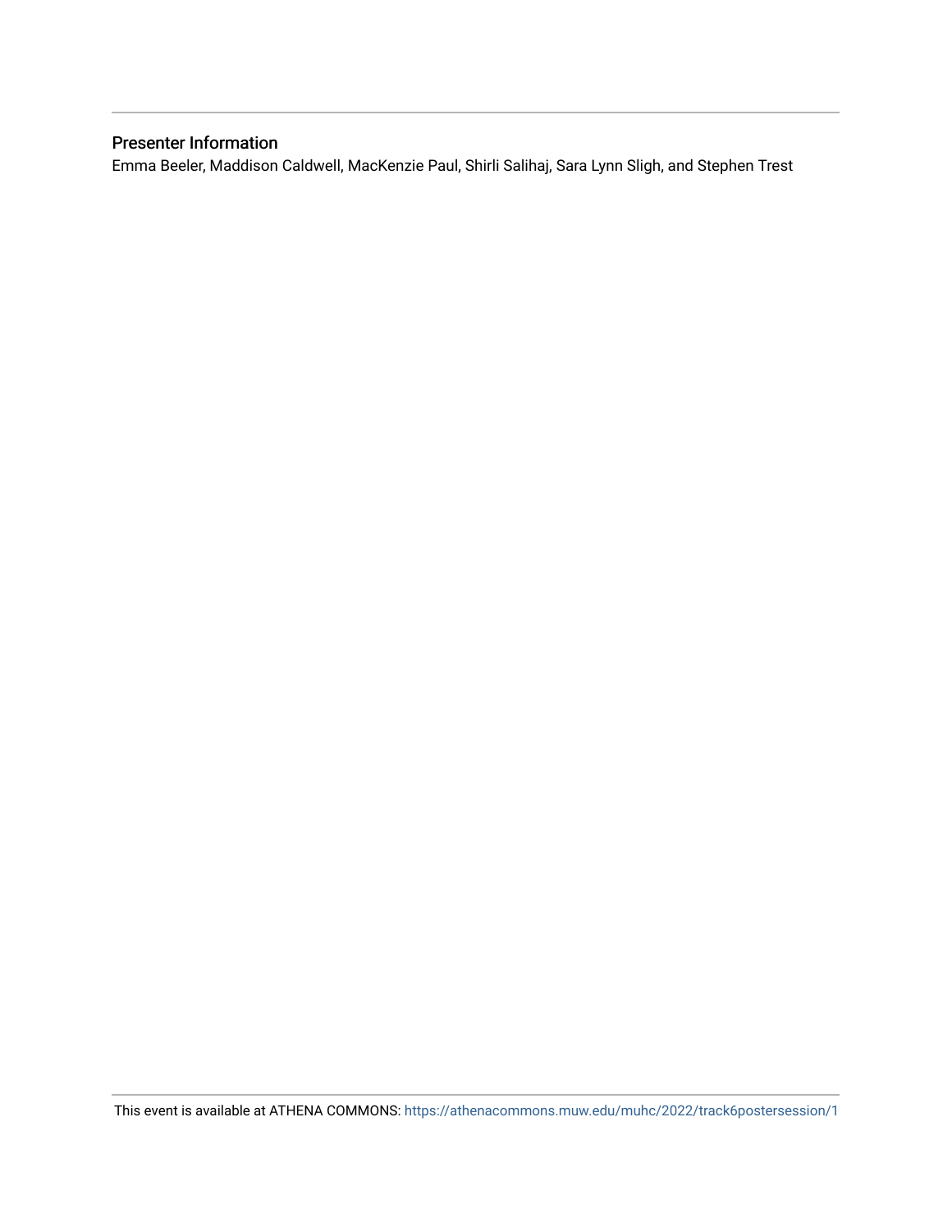## Presenter Information

Emma Beeler, Maddison Caldwell, MacKenzie Paul, Shirli Salihaj, Sara Lynn Sligh, and Stephen Trest

This event is available at ATHENA COMMONS: https://athenacommons.muw.edu/muhc/2022/track6postersession/1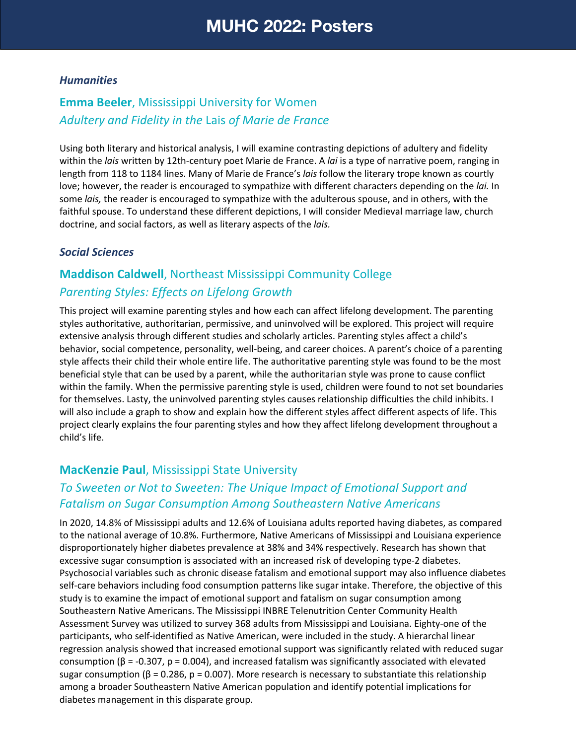# MUHC 2022: Posters

### *Humanities*

## **Emma Beeler**, Mississippi University for Women

## *Adultery and Fidelity in the* Lais *of Marie de France*

Using both literary and historical analysis, I will examine contrasting depictions of adultery and fidelity within the *lais* written by 12th-century poet Marie de France. A *lai* is a type of narrative poem, ranging in length from 118 to 1184 lines. Many of Marie de France's *lais* follow the literary trope known as courtly love; however, the reader is encouraged to sympathize with different characters depending on the *lai.* In some *lais,* the reader is encouraged to sympathize with the adulterous spouse, and in others, with the faithful spouse. To understand these different depictions, I will consider Medieval marriage law, church doctrine, and social factors, as well as literary aspects of the *lais.*

### *Social Sciences*

## **Maddison Caldwell**, Northeast Mississippi Community College

## *Parenting Styles: Effects on Lifelong Growth*

This project will examine parenting styles and how each can affect lifelong development. The parenting styles authoritative, authoritarian, permissive, and uninvolved will be explored. This project will require extensive analysis through different studies and scholarly articles. Parenting styles affect a child's behavior, social competence, personality, well-being, and career choices. A parent's choice of a parenting style affects their child their whole entire life. The authoritative parenting style was found to be the most beneficial style that can be used by a parent, while the authoritarian style was prone to cause conflict within the family. When the permissive parenting style is used, children were found to not set boundaries for themselves. Lasty, the uninvolved parenting styles causes relationship difficulties the child inhibits. I will also include a graph to show and explain how the different styles affect different aspects of life. This project clearly explains the four parenting styles and how they affect lifelong development throughout a child's life.

## **MacKenzie Paul**, Mississippi State University

## *To Sweeten or Not to Sweeten: The Unique Impact of Emotional Support and Fatalism on Sugar Consumption Among Southeastern Native Americans*

In 2020, 14.8% of Mississippi adults and 12.6% of Louisiana adults reported having diabetes, as compared to the national average of 10.8%. Furthermore, Native Americans of Mississippi and Louisiana experience disproportionately higher diabetes prevalence at 38% and 34% respectively. Research has shown that excessive sugar consumption is associated with an increased risk of developing type-2 diabetes. Psychosocial variables such as chronic disease fatalism and emotional support may also influence diabetes self-care behaviors including food consumption patterns like sugar intake. Therefore, the objective of this study is to examine the impact of emotional support and fatalism on sugar consumption among Southeastern Native Americans. The Mississippi INBRE Telenutrition Center Community Health Assessment Survey was utilized to survey 368 adults from Mississippi and Louisiana. Eighty-one of the participants, who self-identified as Native American, were included in the study. A hierarchal linear regression analysis showed that increased emotional support was significantly related with reduced sugar consumption ($\beta = -0.307$, $p = 0.004$), and increased fatalism was significantly associated with elevated sugar consumption ($\beta = 0.286$, $p = 0.007$). More research is necessary to substantiate this relationship among a broader Southeastern Native American population and identify potential implications for diabetes management in this disparate group.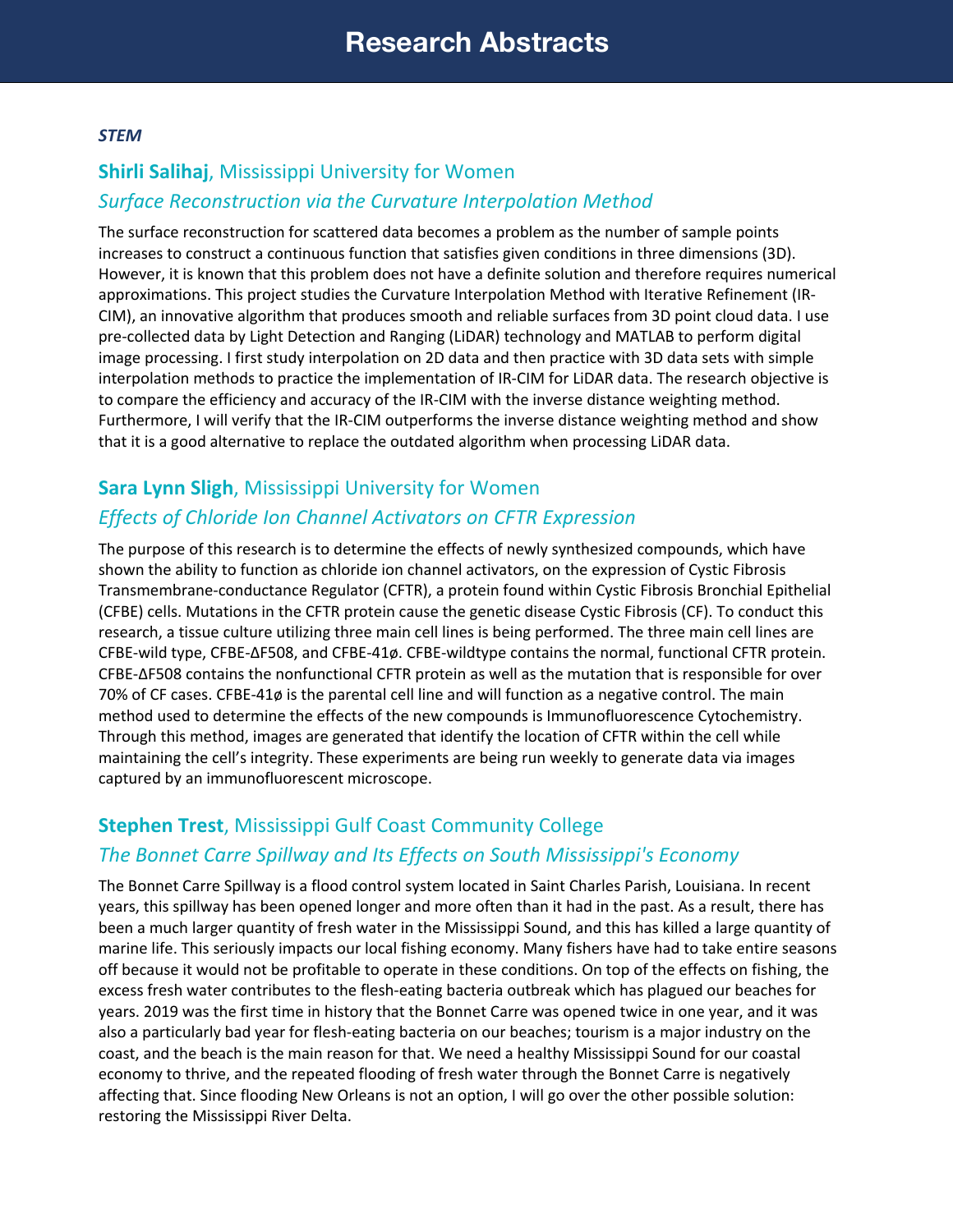# Research Abstracts

***STEM***

## **Shirli Salihaj**, Mississippi University for Women

### *Surface Reconstruction via the Curvature Interpolation Method*

The surface reconstruction for scattered data becomes a problem as the number of sample points increases to construct a continuous function that satisfies given conditions in three dimensions (3D). However, it is known that this problem does not have a definite solution and therefore requires numerical approximations. This project studies the Curvature Interpolation Method with Iterative Refinement (IR-CIM), an innovative algorithm that produces smooth and reliable surfaces from 3D point cloud data. I use pre-collected data by Light Detection and Ranging (LiDAR) technology and MATLAB to perform digital image processing. I first study interpolation on 2D data and then practice with 3D data sets with simple interpolation methods to practice the implementation of IR-CIM for LiDAR data. The research objective is to compare the efficiency and accuracy of the IR-CIM with the inverse distance weighting method. Furthermore, I will verify that the IR-CIM outperforms the inverse distance weighting method and show that it is a good alternative to replace the outdated algorithm when processing LiDAR data.

## **Sara Lynn Sligh**, Mississippi University for Women

### *Effects of Chloride Ion Channel Activators on CFTR Expression*

The purpose of this research is to determine the effects of newly synthesized compounds, which have shown the ability to function as chloride ion channel activators, on the expression of Cystic Fibrosis Transmembrane-conductance Regulator (CFTR), a protein found within Cystic Fibrosis Bronchial Epithelial (CFBE) cells. Mutations in the CFTR protein cause the genetic disease Cystic Fibrosis (CF). To conduct this research, a tissue culture utilizing three main cell lines is being performed. The three main cell lines are CFBE-wild type, CFBE-ΔF508, and CFBE-41ø. CFBE-wildtype contains the normal, functional CFTR protein. CFBE-ΔF508 contains the nonfunctional CFTR protein as well as the mutation that is responsible for over 70% of CF cases. CFBE-41ø is the parental cell line and will function as a negative control. The main method used to determine the effects of the new compounds is Immunofluorescence Cytochemistry. Through this method, images are generated that identify the location of CFTR within the cell while maintaining the cell's integrity. These experiments are being run weekly to generate data via images captured by an immunofluorescent microscope.

## **Stephen Trest**, Mississippi Gulf Coast Community College

### *The Bonnet Carre Spillway and Its Effects on South Mississippi's Economy*

The Bonnet Carre Spillway is a flood control system located in Saint Charles Parish, Louisiana. In recent years, this spillway has been opened longer and more often than it had in the past. As a result, there has been a much larger quantity of fresh water in the Mississippi Sound, and this has killed a large quantity of marine life. This seriously impacts our local fishing economy. Many fishers have had to take entire seasons off because it would not be profitable to operate in these conditions. On top of the effects on fishing, the excess fresh water contributes to the flesh-eating bacteria outbreak which has plagued our beaches for years. 2019 was the first time in history that the Bonnet Carre was opened twice in one year, and it was also a particularly bad year for flesh-eating bacteria on our beaches; tourism is a major industry on the coast, and the beach is the main reason for that. We need a healthy Mississippi Sound for our coastal economy to thrive, and the repeated flooding of fresh water through the Bonnet Carre is negatively affecting that. Since flooding New Orleans is not an option, I will go over the other possible solution: restoring the Mississippi River Delta.